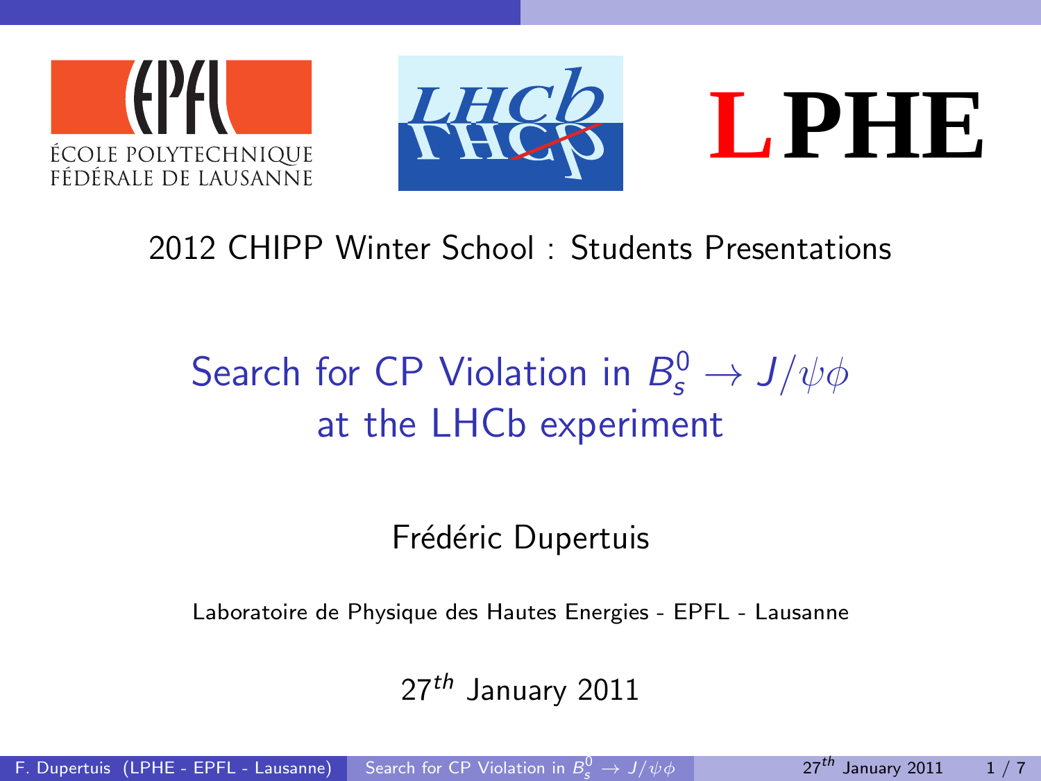ÉCOLE POLYTECHNIQUE FÉDÉRALE DE LAUSANNE

LHCb

LPHE

2012 CHIPP Winter School : Students Presentations

# Search for CP Violation in $B_s^0 \rightarrow J/\psi\phi$ at the LHCb experiment

Frédéric Dupertuis

Laboratoire de Physique des Hautes Energies - EPFL - Lausanne

$27^{th}$ January 2011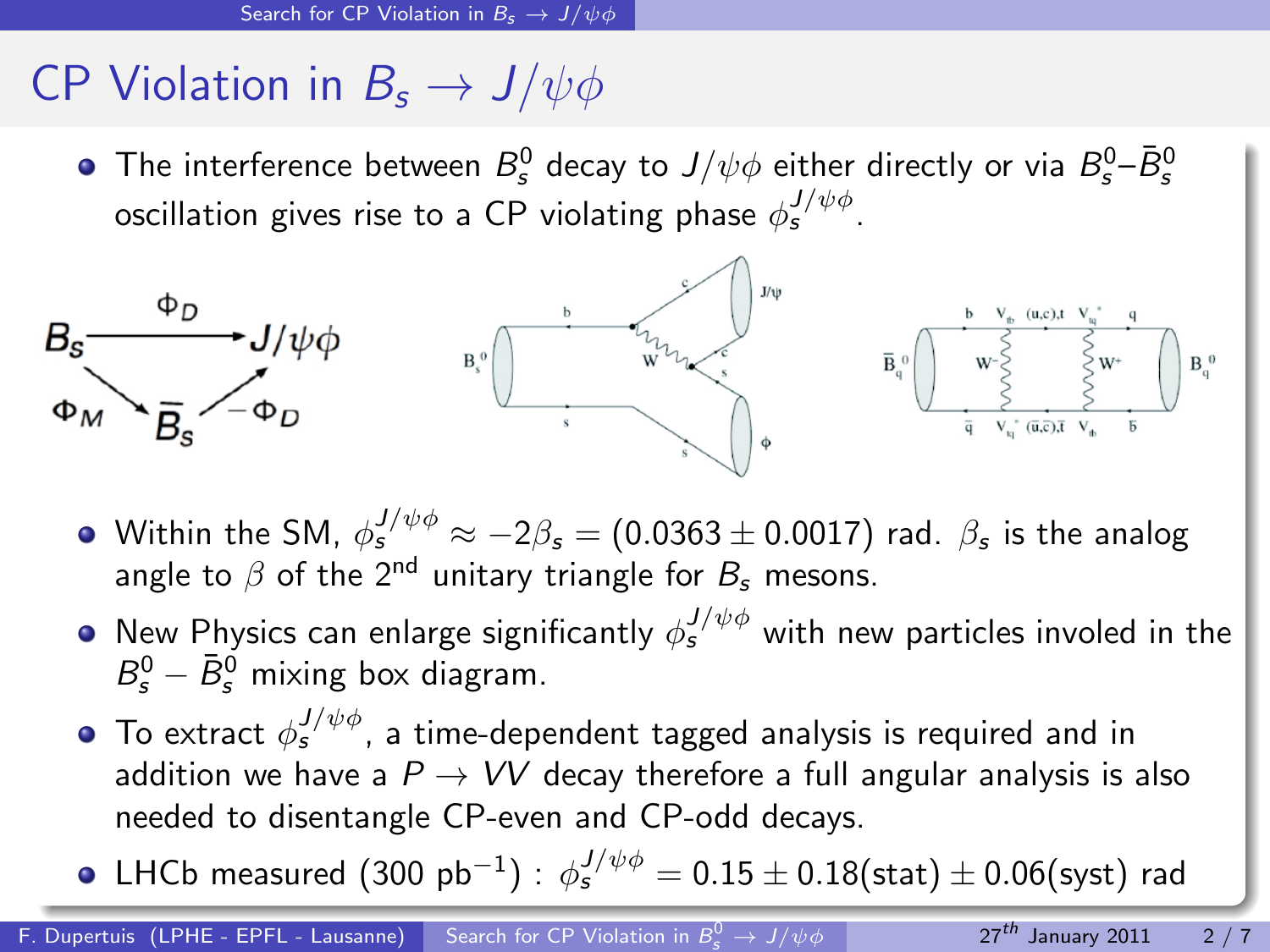# CP Violation in $B_s \to J/\psi\phi$

- The interference between $B_s^0$ decay to $J/\psi\phi$ either directly or via $B_s^0$–$\bar{B}_s^0$ oscillation gives rise to a CP violating phase $\phi_s^{J/\psi\phi}$.

- Within the SM, $\phi_s^{J/\psi\phi} \approx -2\beta_s = (0.0363 \pm 0.0017)$ rad. $\beta_s$ is the analog angle to $\beta$ of the 2nd unitary triangle for $B_s$ mesons.
- New Physics can enlarge significantly $\phi_s^{J/\psi\phi}$ with new particles involed in the $B_s^0 - \bar{B}_s^0$ mixing box diagram.
- To extract $\phi_s^{J/\psi\phi}$, a time-dependent tagged analysis is required and in addition we have a $P \to VV$ decay therefore a full angular analysis is also needed to disentangle CP-even and CP-odd decays.
- LHCb measured (300 pb$^{-1}$) : $\phi_s^{J/\psi\phi} = 0.15 \pm 0.18(\text{stat}) \pm 0.06(\text{syst})$ rad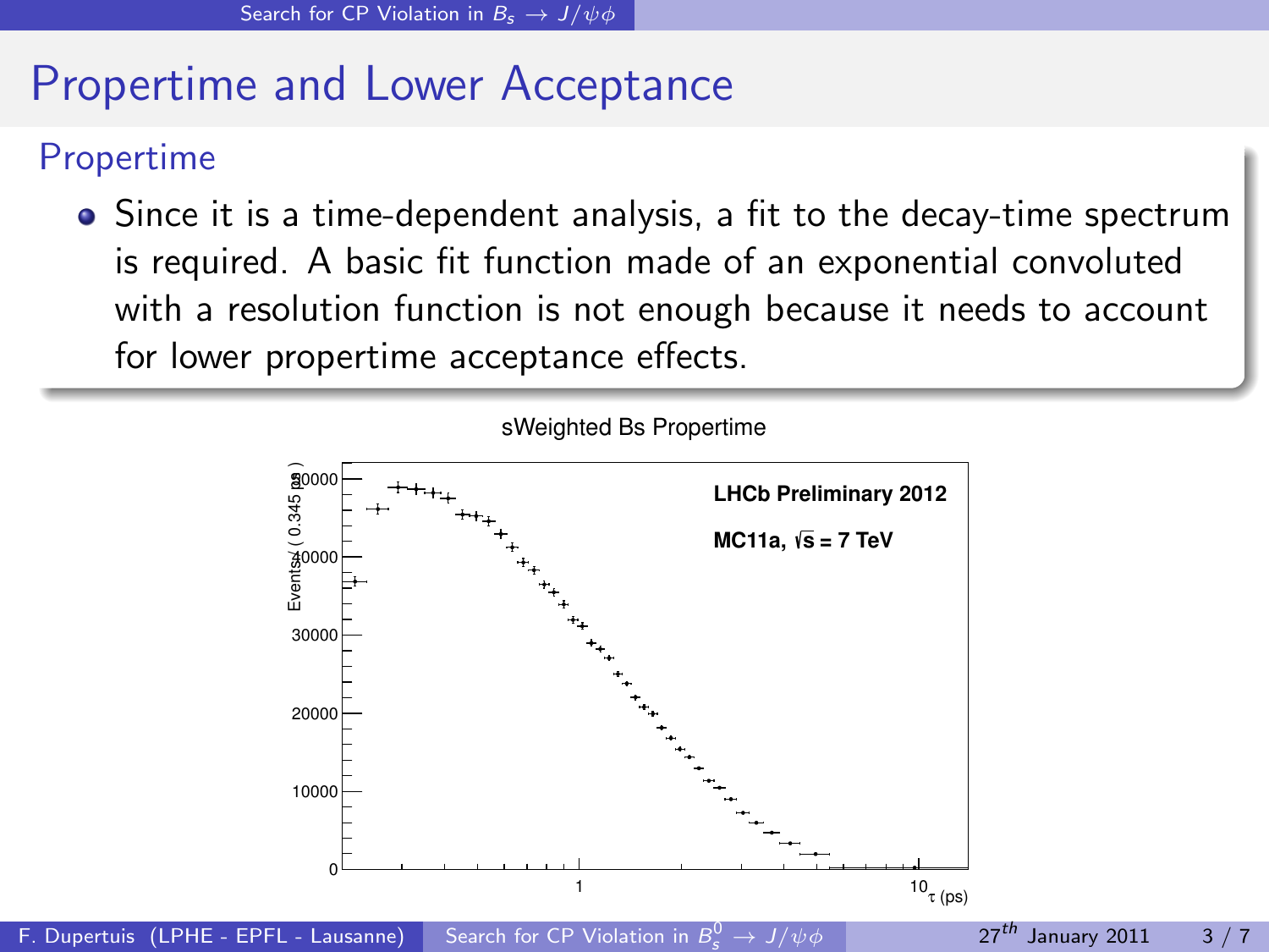# Propertime and Lower Acceptance

## Propertime

- Since it is a time-dependent analysis, a fit to the decay-time spectrum is required. A basic fit function made of an exponential convoluted with a resolution function is not enough because it needs to account for lower propertime acceptance effects.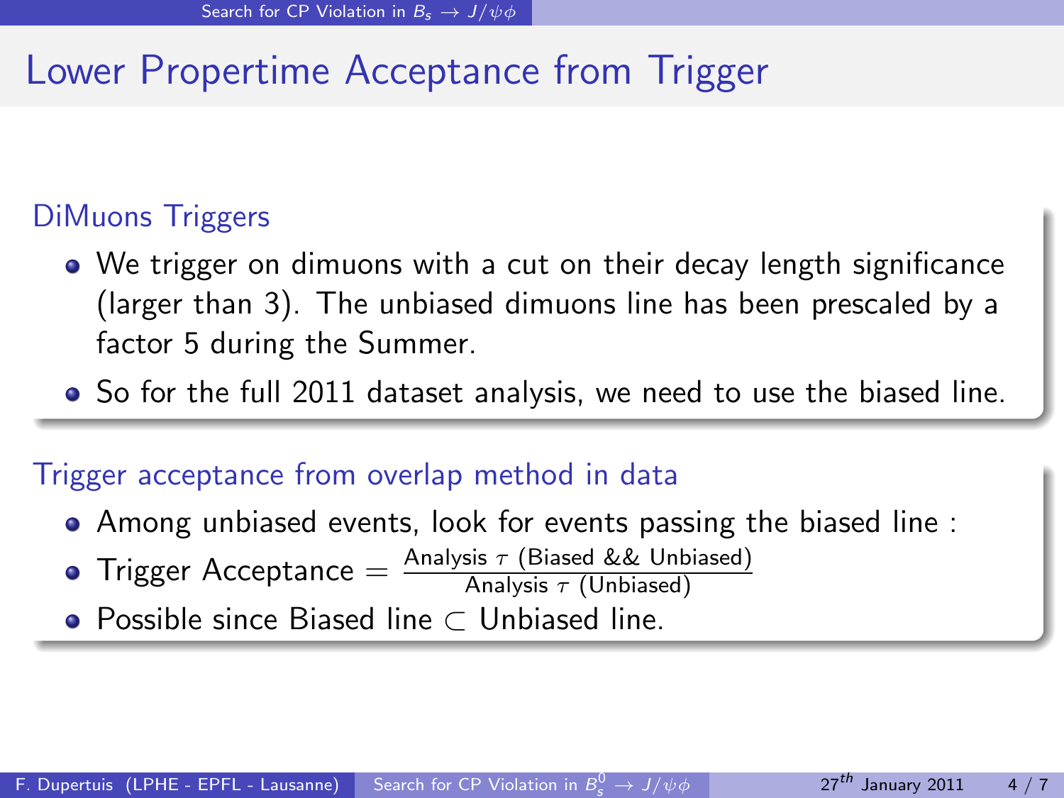# Lower Propertime Acceptance from Trigger

## DiMuons Triggers

- We trigger on dimuons with a cut on their decay length significance (larger than 3). The unbiased dimuons line has been prescaled by a factor 5 during the Summer.
- So for the full 2011 dataset analysis, we need to use the biased line.

## Trigger acceptance from overlap method in data

- Among unbiased events, look for events passing the biased line :
- Trigger Acceptance $= \frac{\text{Analysis } \tau \text{ (Biased \&\& Unbiased)}}{\text{Analysis } \tau \text{ (Unbiased)}}$
- Possible since Biased line $\subset$ Unbiased line.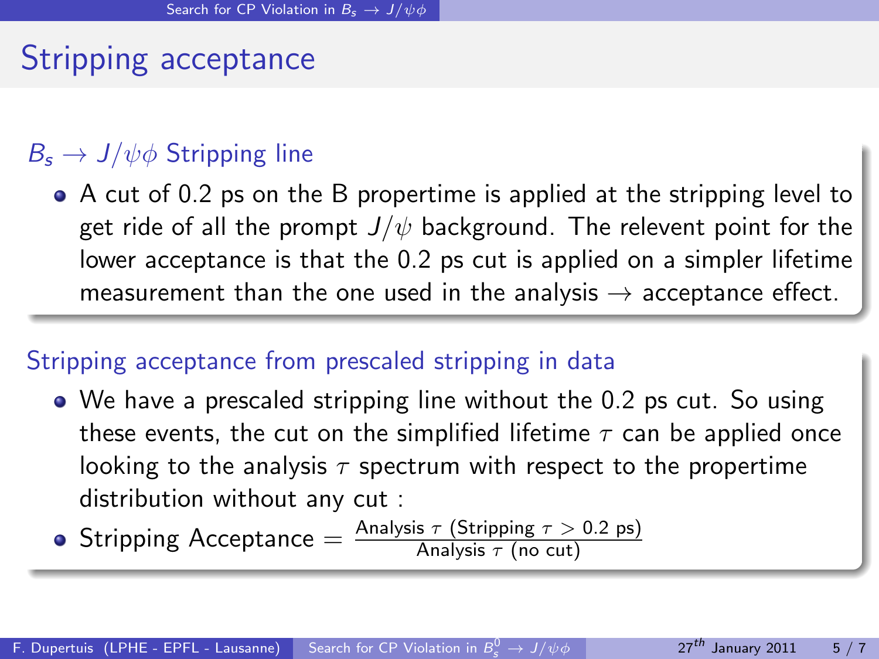# Stripping acceptance

## $B_s \rightarrow J/\psi\phi$ Stripping line

- A cut of 0.2 ps on the B propertime is applied at the stripping level to get ride of all the prompt $J/\psi$ background. The relevent point for the lower acceptance is that the 0.2 ps cut is applied on a simpler lifetime measurement than the one used in the analysis $\rightarrow$ acceptance effect.

## Stripping acceptance from prescaled stripping in data

- We have a prescaled stripping line without the 0.2 ps cut. So using these events, the cut on the simplified lifetime $\tau$ can be applied once looking to the analysis $\tau$ spectrum with respect to the propertime distribution without any cut :
- Stripping Acceptance $= \frac{\text{Analysis } \tau \text{ (Stripping } \tau > 0.2 \text{ ps)}}{\text{Analysis } \tau \text{ (no cut)}}$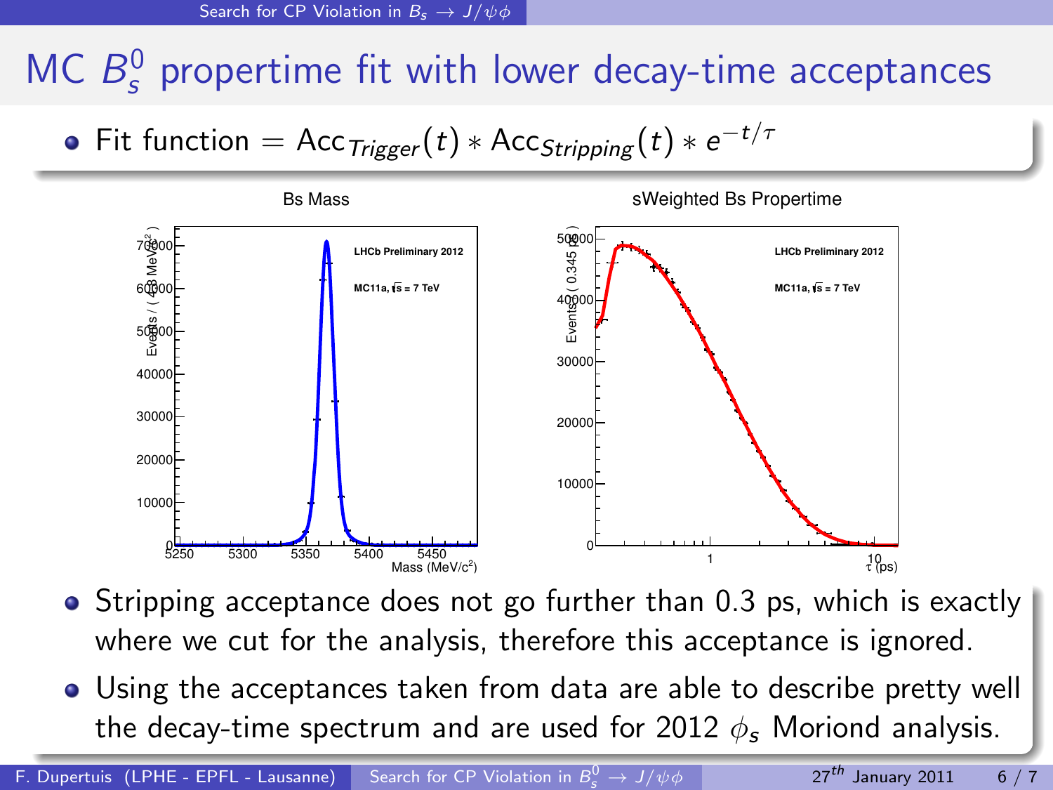# MC $B_s^0$ propertime fit with lower decay-time acceptances

- Fit function = $\text{Acc}_{Trigger}(t) * \text{Acc}_{Stripping}(t) * e^{-t/\tau}$

- Stripping acceptance does not go further than 0.3 ps, which is exactly where we cut for the analysis, therefore this acceptance is ignored.
- Using the acceptances taken from data are able to describe pretty well the decay-time spectrum and are used for 2012 $\phi_s$ Moriond analysis.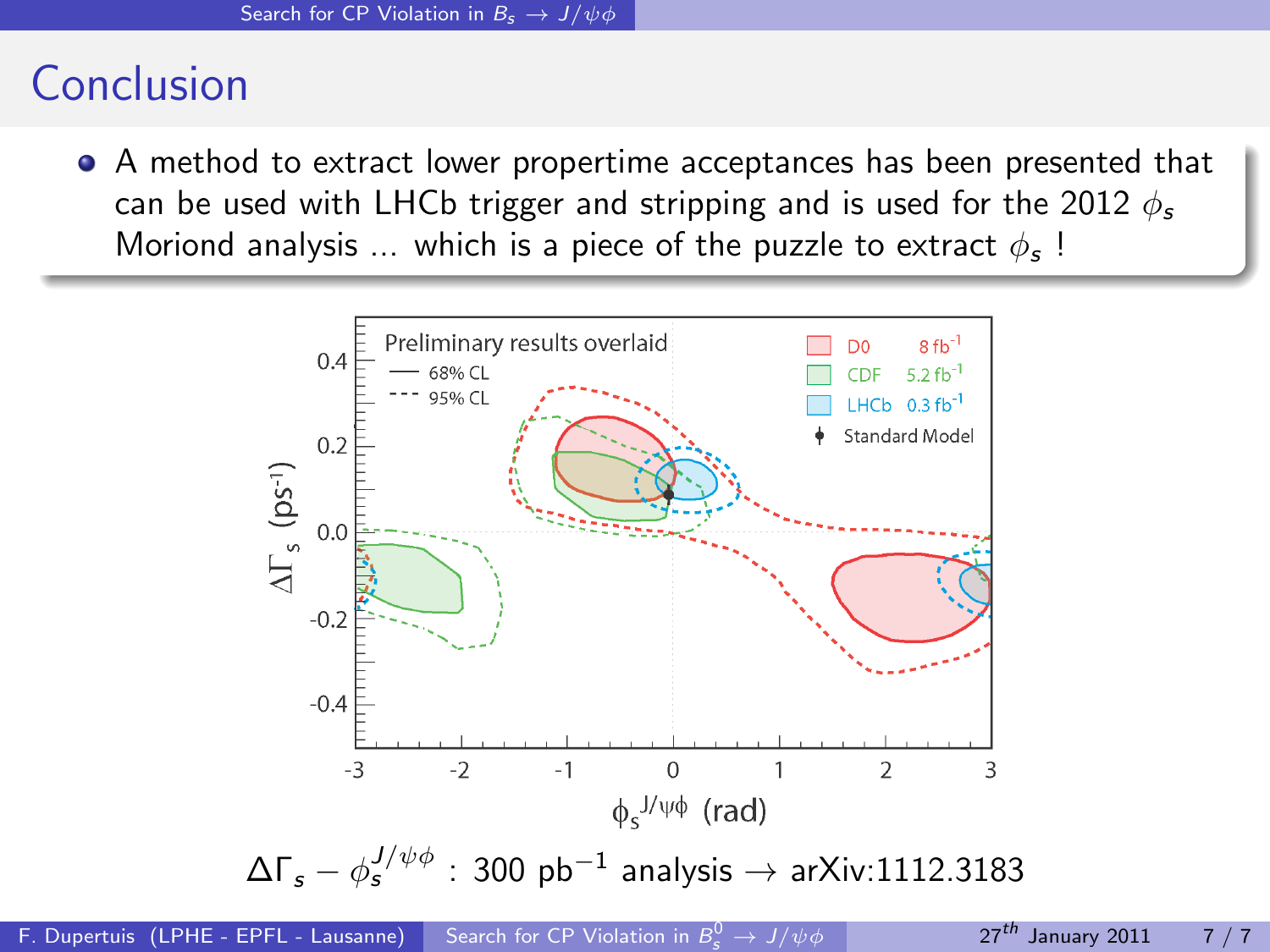# Conclusion

- A method to extract lower propertime acceptances has been presented that can be used with LHCb trigger and stripping and is used for the 2012 $\phi_s$ Moriond analysis ... which is a piece of the puzzle to extract $\phi_s$ !

Preliminary results overlaid

68% CL

95% CL

D0 8 fb$^{-1}$

CDF 5.2 fb$^{-1}$

LHCb 0.3 fb$^{-1}$

Standard Model

$\Delta\Gamma_s$ (ps$^{-1}$)

0.4

0.2

0.0

-0.2

-0.4

-3

-2

-1

0

1

2

3

$\phi_s^{J/\psi\phi}$ (rad)

$\Delta\Gamma_s - \phi_s^{J/\psi\phi}$ : 300 pb$^{-1}$ analysis → arXiv:1112.3183